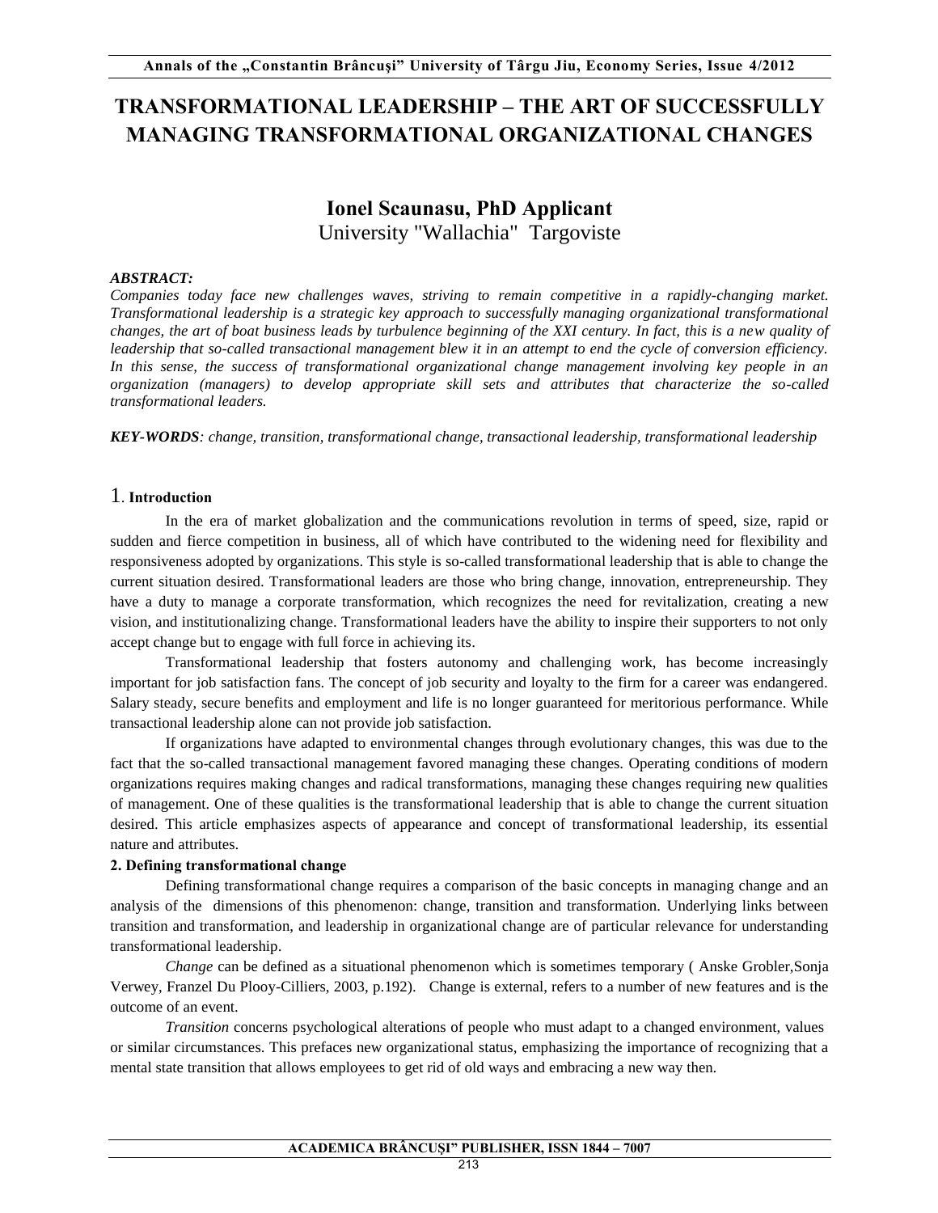# TRANSFORMATIONAL LEADERSHIP – THE ART OF SUCCESSFULLY MANAGING TRANSFORMATIONAL ORGANIZATIONAL CHANGES

**Ionel Scaunasu, PhD Applicant**
University "Wallachia" Targoviste

***ABSTRACT:***
*Companies today face new challenges waves, striving to remain competitive in a rapidly-changing market. Transformational leadership is a strategic key approach to successfully managing organizational transformational changes, the art of boat business leads by turbulence beginning of the XXI century. In fact, this is a new quality of leadership that so-called transactional management blew it in an attempt to end the cycle of conversion efficiency. In this sense, the success of transformational organizational change management involving key people in an organization (managers) to develop appropriate skill sets and attributes that characterize the so-called transformational leaders.*

***KEY-WORDS****: change, transition, transformational change, transactional leadership, transformational leadership*

## 1. Introduction

In the era of market globalization and the communications revolution in terms of speed, size, rapid or sudden and fierce competition in business, all of which have contributed to the widening need for flexibility and responsiveness adopted by organizations. This style is so-called transformational leadership that is able to change the current situation desired. Transformational leaders are those who bring change, innovation, entrepreneurship. They have a duty to manage a corporate transformation, which recognizes the need for revitalization, creating a new vision, and institutionalizing change. Transformational leaders have the ability to inspire their supporters to not only accept change but to engage with full force in achieving its.

Transformational leadership that fosters autonomy and challenging work, has become increasingly important for job satisfaction fans. The concept of job security and loyalty to the firm for a career was endangered. Salary steady, secure benefits and employment and life is no longer guaranteed for meritorious performance. While transactional leadership alone can not provide job satisfaction.

If organizations have adapted to environmental changes through evolutionary changes, this was due to the fact that the so-called transactional management favored managing these changes. Operating conditions of modern organizations requires making changes and radical transformations, managing these changes requiring new qualities of management. One of these qualities is the transformational leadership that is able to change the current situation desired. This article emphasizes aspects of appearance and concept of transformational leadership, its essential nature and attributes.

## 2. Defining transformational change

Defining transformational change requires a comparison of the basic concepts in managing change and an analysis of the dimensions of this phenomenon: change, transition and transformation. Underlying links between transition and transformation, and leadership in organizational change are of particular relevance for understanding transformational leadership.

*Change* can be defined as a situational phenomenon which is sometimes temporary ( Anske Grobler,Sonja Verwey, Franzel Du Plooy-Cilliers, 2003, p.192). Change is external, refers to a number of new features and is the outcome of an event.

*Transition* concerns psychological alterations of people who must adapt to a changed environment, values or similar circumstances. This prefaces new organizational status, emphasizing the importance of recognizing that a mental state transition that allows employees to get rid of old ways and embracing a new way then.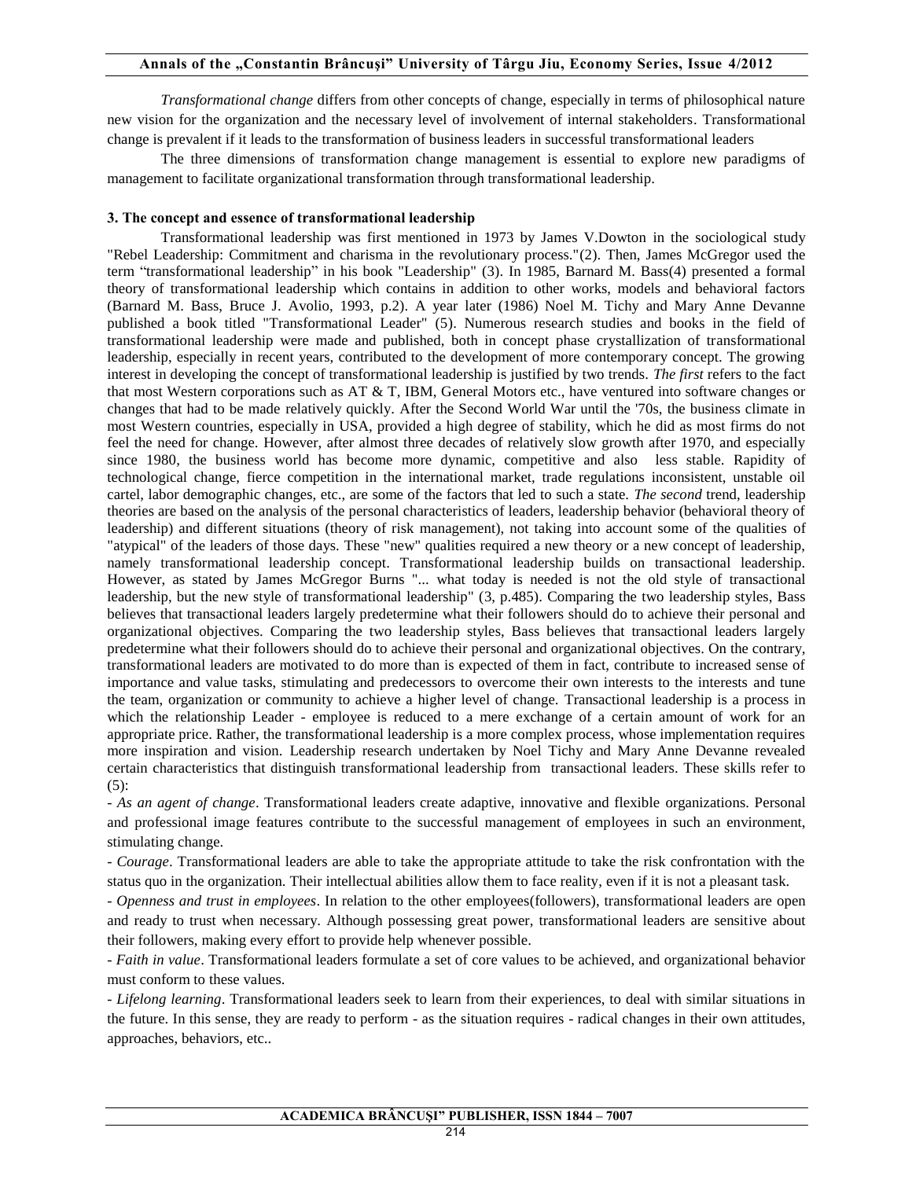*Transformational change* differs from other concepts of change, especially in terms of philosophical nature new vision for the organization and the necessary level of involvement of internal stakeholders. Transformational change is prevalent if it leads to the transformation of business leaders in successful transformational leaders

The three dimensions of transformation change management is essential to explore new paradigms of management to facilitate organizational transformation through transformational leadership.

### 3. The concept and essence of transformational leadership

Transformational leadership was first mentioned in 1973 by James V.Dowton in the sociological study "Rebel Leadership: Commitment and charisma in the revolutionary process."(2). Then, James McGregor used the term "transformational leadership" in his book "Leadership" (3). In 1985, Barnard M. Bass(4) presented a formal theory of transformational leadership which contains in addition to other works, models and behavioral factors (Barnard M. Bass, Bruce J. Avolio, 1993, p.2). A year later (1986) Noel M. Tichy and Mary Anne Devanne published a book titled "Transformational Leader" (5). Numerous research studies and books in the field of transformational leadership were made and published, both in concept phase crystallization of transformational leadership, especially in recent years, contributed to the development of more contemporary concept. The growing interest in developing the concept of transformational leadership is justified by two trends. *The first* refers to the fact that most Western corporations such as AT & T, IBM, General Motors etc., have ventured into software changes or changes that had to be made relatively quickly. After the Second World War until the '70s, the business climate in most Western countries, especially in USA, provided a high degree of stability, which he did as most firms do not feel the need for change. However, after almost three decades of relatively slow growth after 1970, and especially since 1980, the business world has become more dynamic, competitive and also less stable. Rapidity of technological change, fierce competition in the international market, trade regulations inconsistent, unstable oil cartel, labor demographic changes, etc., are some of the factors that led to such a state. *The second* trend, leadership theories are based on the analysis of the personal characteristics of leaders, leadership behavior (behavioral theory of leadership) and different situations (theory of risk management), not taking into account some of the qualities of "atypical" of the leaders of those days. These "new" qualities required a new theory or a new concept of leadership, namely transformational leadership concept. Transformational leadership builds on transactional leadership. However, as stated by James McGregor Burns "... what today is needed is not the old style of transactional leadership, but the new style of transformational leadership" (3, p.485). Comparing the two leadership styles, Bass believes that transactional leaders largely predetermine what their followers should do to achieve their personal and organizational objectives. Comparing the two leadership styles, Bass believes that transactional leaders largely predetermine what their followers should do to achieve their personal and organizational objectives. On the contrary, transformational leaders are motivated to do more than is expected of them in fact, contribute to increased sense of importance and value tasks, stimulating and predecessors to overcome their own interests to the interests and tune the team, organization or community to achieve a higher level of change. Transactional leadership is a process in which the relationship Leader - employee is reduced to a mere exchange of a certain amount of work for an appropriate price. Rather, the transformational leadership is a more complex process, whose implementation requires more inspiration and vision. Leadership research undertaken by Noel Tichy and Mary Anne Devanne revealed certain characteristics that distinguish transformational leadership from transactional leaders. These skills refer to (5):

- *As an agent of change*. Transformational leaders create adaptive, innovative and flexible organizations. Personal and professional image features contribute to the successful management of employees in such an environment, stimulating change.
- *Courage*. Transformational leaders are able to take the appropriate attitude to take the risk confrontation with the status quo in the organization. Their intellectual abilities allow them to face reality, even if it is not a pleasant task.
- *Openness and trust in employees*. In relation to the other employees(followers), transformational leaders are open and ready to trust when necessary. Although possessing great power, transformational leaders are sensitive about their followers, making every effort to provide help whenever possible.
- *Faith in value*. Transformational leaders formulate a set of core values to be achieved, and organizational behavior must conform to these values.
- *Lifelong learning*. Transformational leaders seek to learn from their experiences, to deal with similar situations in the future. In this sense, they are ready to perform - as the situation requires - radical changes in their own attitudes, approaches, behaviors, etc..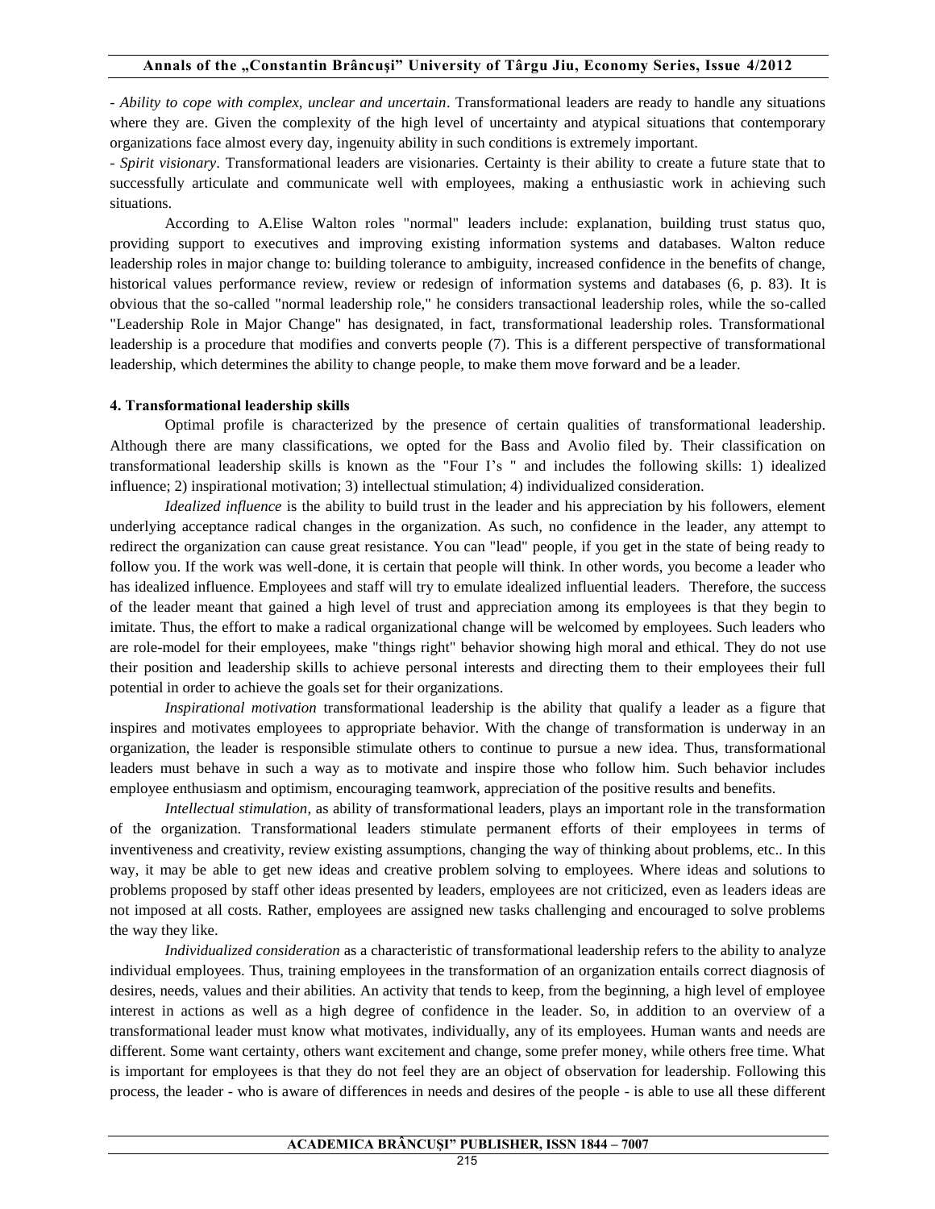- *Ability to cope with complex, unclear and uncertain*. Transformational leaders are ready to handle any situations where they are. Given the complexity of the high level of uncertainty and atypical situations that contemporary organizations face almost every day, ingenuity ability in such conditions is extremely important.

- *Spirit visionary*. Transformational leaders are visionaries. Certainty is their ability to create a future state that to successfully articulate and communicate well with employees, making a enthusiastic work in achieving such situations.

According to A.Elise Walton roles "normal" leaders include: explanation, building trust status quo, providing support to executives and improving existing information systems and databases. Walton reduce leadership roles in major change to: building tolerance to ambiguity, increased confidence in the benefits of change, historical values performance review, review or redesign of information systems and databases (6, p. 83). It is obvious that the so-called "normal leadership role," he considers transactional leadership roles, while the so-called "Leadership Role in Major Change" has designated, in fact, transformational leadership roles. Transformational leadership is a procedure that modifies and converts people (7). This is a different perspective of transformational leadership, which determines the ability to change people, to make them move forward and be a leader.

**4. Transformational leadership skills**

Optimal profile is characterized by the presence of certain qualities of transformational leadership. Although there are many classifications, we opted for the Bass and Avolio filed by. Their classification on transformational leadership skills is known as the "Four I's " and includes the following skills: 1) idealized influence; 2) inspirational motivation; 3) intellectual stimulation; 4) individualized consideration.

*Idealized influence* is the ability to build trust in the leader and his appreciation by his followers, element underlying acceptance radical changes in the organization. As such, no confidence in the leader, any attempt to redirect the organization can cause great resistance. You can "lead" people, if you get in the state of being ready to follow you. If the work was well-done, it is certain that people will think. In other words, you become a leader who has idealized influence. Employees and staff will try to emulate idealized influential leaders. Therefore, the success of the leader meant that gained a high level of trust and appreciation among its employees is that they begin to imitate. Thus, the effort to make a radical organizational change will be welcomed by employees. Such leaders who are role-model for their employees, make "things right" behavior showing high moral and ethical. They do not use their position and leadership skills to achieve personal interests and directing them to their employees their full potential in order to achieve the goals set for their organizations.

*Inspirational motivation* transformational leadership is the ability that qualify a leader as a figure that inspires and motivates employees to appropriate behavior. With the change of transformation is underway in an organization, the leader is responsible stimulate others to continue to pursue a new idea. Thus, transformational leaders must behave in such a way as to motivate and inspire those who follow him. Such behavior includes employee enthusiasm and optimism, encouraging teamwork, appreciation of the positive results and benefits.

*Intellectual stimulation*, as ability of transformational leaders, plays an important role in the transformation of the organization. Transformational leaders stimulate permanent efforts of their employees in terms of inventiveness and creativity, review existing assumptions, changing the way of thinking about problems, etc.. In this way, it may be able to get new ideas and creative problem solving to employees. Where ideas and solutions to problems proposed by staff other ideas presented by leaders, employees are not criticized, even as leaders ideas are not imposed at all costs. Rather, employees are assigned new tasks challenging and encouraged to solve problems the way they like.

*Individualized consideration* as a characteristic of transformational leadership refers to the ability to analyze individual employees. Thus, training employees in the transformation of an organization entails correct diagnosis of desires, needs, values and their abilities. An activity that tends to keep, from the beginning, a high level of employee interest in actions as well as a high degree of confidence in the leader. So, in addition to an overview of a transformational leader must know what motivates, individually, any of its employees. Human wants and needs are different. Some want certainty, others want excitement and change, some prefer money, while others free time. What is important for employees is that they do not feel they are an object of observation for leadership. Following this process, the leader - who is aware of differences in needs and desires of the people - is able to use all these different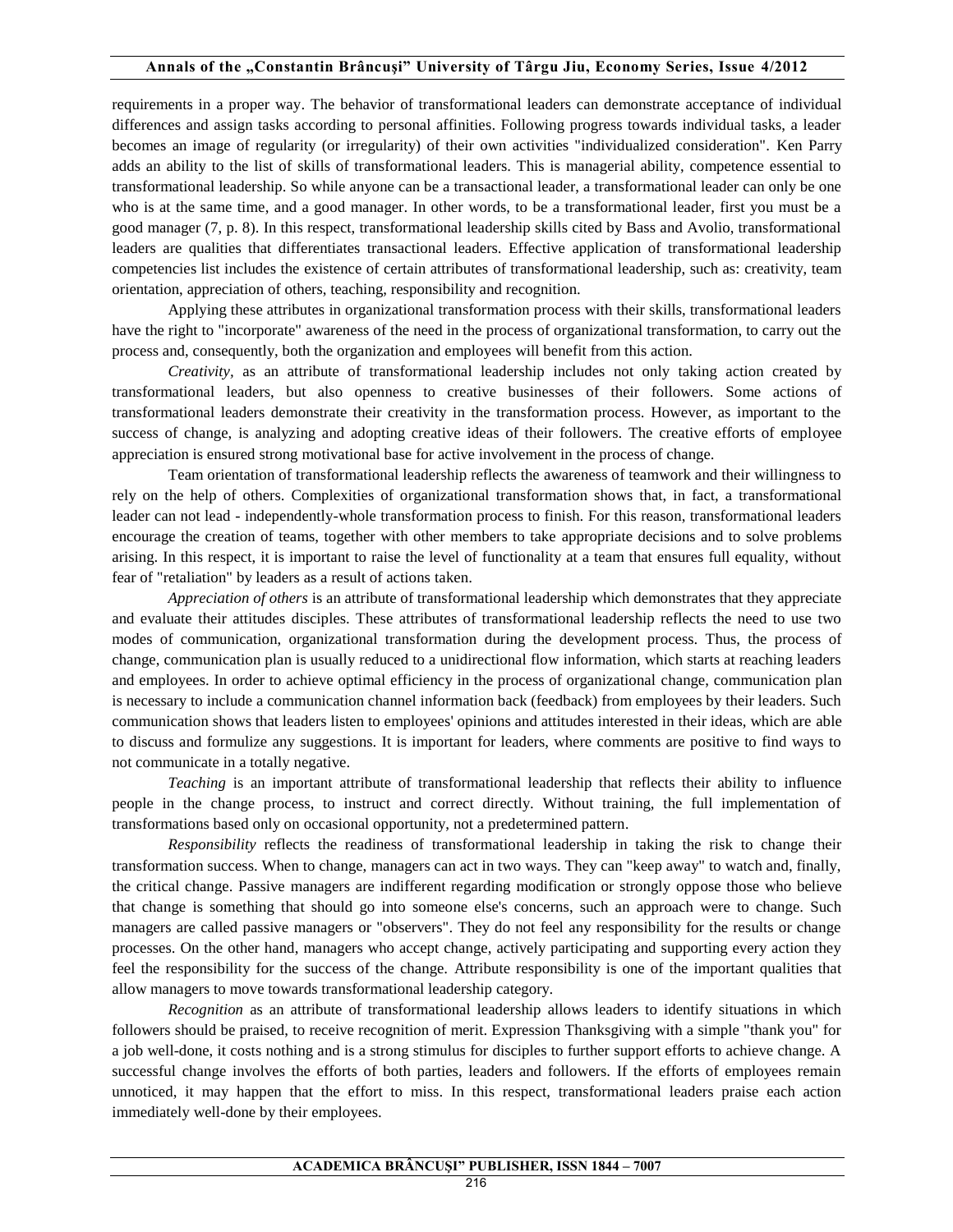requirements in a proper way. The behavior of transformational leaders can demonstrate acceptance of individual differences and assign tasks according to personal affinities. Following progress towards individual tasks, a leader becomes an image of regularity (or irregularity) of their own activities "individualized consideration". Ken Parry adds an ability to the list of skills of transformational leaders. This is managerial ability, competence essential to transformational leadership. So while anyone can be a transactional leader, a transformational leader can only be one who is at the same time, and a good manager. In other words, to be a transformational leader, first you must be a good manager (7, p. 8). In this respect, transformational leadership skills cited by Bass and Avolio, transformational leaders are qualities that differentiates transactional leaders. Effective application of transformational leadership competencies list includes the existence of certain attributes of transformational leadership, such as: creativity, team orientation, appreciation of others, teaching, responsibility and recognition.

Applying these attributes in organizational transformation process with their skills, transformational leaders have the right to "incorporate" awareness of the need in the process of organizational transformation, to carry out the process and, consequently, both the organization and employees will benefit from this action.

*Creativity*, as an attribute of transformational leadership includes not only taking action created by transformational leaders, but also openness to creative businesses of their followers. Some actions of transformational leaders demonstrate their creativity in the transformation process. However, as important to the success of change, is analyzing and adopting creative ideas of their followers. The creative efforts of employee appreciation is ensured strong motivational base for active involvement in the process of change.

Team orientation of transformational leadership reflects the awareness of teamwork and their willingness to rely on the help of others. Complexities of organizational transformation shows that, in fact, a transformational leader can not lead - independently-whole transformation process to finish. For this reason, transformational leaders encourage the creation of teams, together with other members to take appropriate decisions and to solve problems arising. In this respect, it is important to raise the level of functionality at a team that ensures full equality, without fear of "retaliation" by leaders as a result of actions taken.

*Appreciation of others* is an attribute of transformational leadership which demonstrates that they appreciate and evaluate their attitudes disciples. These attributes of transformational leadership reflects the need to use two modes of communication, organizational transformation during the development process. Thus, the process of change, communication plan is usually reduced to a unidirectional flow information, which starts at reaching leaders and employees. In order to achieve optimal efficiency in the process of organizational change, communication plan is necessary to include a communication channel information back (feedback) from employees by their leaders. Such communication shows that leaders listen to employees' opinions and attitudes interested in their ideas, which are able to discuss and formulize any suggestions. It is important for leaders, where comments are positive to find ways to not communicate in a totally negative.

*Teaching* is an important attribute of transformational leadership that reflects their ability to influence people in the change process, to instruct and correct directly. Without training, the full implementation of transformations based only on occasional opportunity, not a predetermined pattern.

*Responsibility* reflects the readiness of transformational leadership in taking the risk to change their transformation success. When to change, managers can act in two ways. They can "keep away" to watch and, finally, the critical change. Passive managers are indifferent regarding modification or strongly oppose those who believe that change is something that should go into someone else's concerns, such an approach were to change. Such managers are called passive managers or "observers". They do not feel any responsibility for the results or change processes. On the other hand, managers who accept change, actively participating and supporting every action they feel the responsibility for the success of the change. Attribute responsibility is one of the important qualities that allow managers to move towards transformational leadership category.

*Recognition* as an attribute of transformational leadership allows leaders to identify situations in which followers should be praised, to receive recognition of merit. Expression Thanksgiving with a simple "thank you" for a job well-done, it costs nothing and is a strong stimulus for disciples to further support efforts to achieve change. A successful change involves the efforts of both parties, leaders and followers. If the efforts of employees remain unnoticed, it may happen that the effort to miss. In this respect, transformational leaders praise each action immediately well-done by their employees.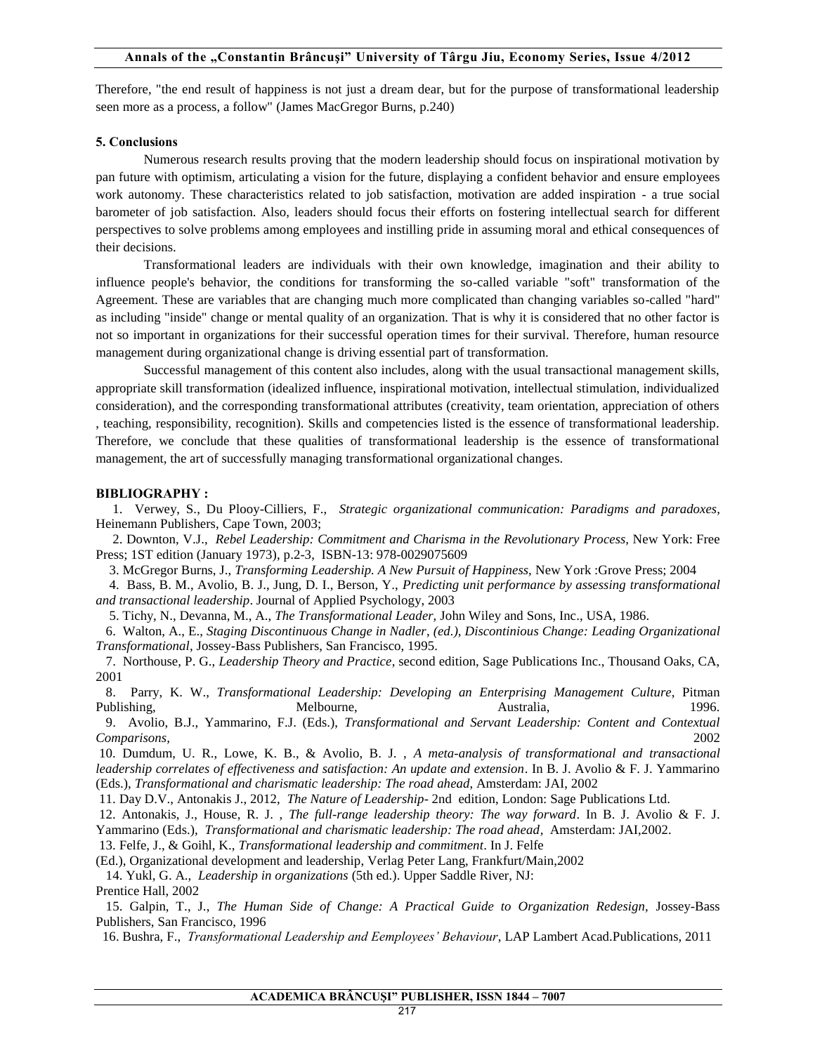Therefore, "the end result of happiness is not just a dream dear, but for the purpose of transformational leadership seen more as a process, a follow" (James MacGregor Burns, p.240)

**5. Conclusions**

Numerous research results proving that the modern leadership should focus on inspirational motivation by pan future with optimism, articulating a vision for the future, displaying a confident behavior and ensure employees work autonomy. These characteristics related to job satisfaction, motivation are added inspiration - a true social barometer of job satisfaction. Also, leaders should focus their efforts on fostering intellectual search for different perspectives to solve problems among employees and instilling pride in assuming moral and ethical consequences of their decisions.

Transformational leaders are individuals with their own knowledge, imagination and their ability to influence people's behavior, the conditions for transforming the so-called variable "soft" transformation of the Agreement. These are variables that are changing much more complicated than changing variables so-called "hard" as including "inside" change or mental quality of an organization. That is why it is considered that no other factor is not so important in organizations for their successful operation times for their survival. Therefore, human resource management during organizational change is driving essential part of transformation.

Successful management of this content also includes, along with the usual transactional management skills, appropriate skill transformation (idealized influence, inspirational motivation, intellectual stimulation, individualized consideration), and the corresponding transformational attributes (creativity, team orientation, appreciation of others , teaching, responsibility, recognition). Skills and competencies listed is the essence of transformational leadership. Therefore, we conclude that these qualities of transformational leadership is the essence of transformational management, the art of successfully managing transformational organizational changes.

**BIBLIOGRAPHY :**

1. Verwey, S., Du Plooy-Cilliers, F., *Strategic organizational communication: Paradigms and paradoxes,* Heinemann Publishers, Cape Town, 2003;
2. Downton, V.J., *Rebel Leadership: Commitment and Charisma in the Revolutionary Process,* New York: Free Press; 1ST edition (January 1973), p.2-3, ISBN-13: 978-0029075609
3. McGregor Burns, J., *Transforming Leadership. A New Pursuit of Happiness,* New York :Grove Press; 2004
4. Bass, B. M., Avolio, B. J., Jung, D. I., Berson, Y., *Predicting unit performance by assessing transformational and transactional leadership*. Journal of Applied Psychology, 2003
5. Tichy, N., Devanna, M., A., *The Transformational Leader,* John Wiley and Sons, Inc., USA, 1986.
6. Walton, A., E., *Staging Discontinuous Change in Nadler, (ed.), Discontinious Change: Leading Organizational Transformational*, Jossey-Bass Publishers, San Francisco, 1995.
7. Northouse, P. G., *Leadership Theory and Practice*, second edition, Sage Publications Inc., Thousand Oaks, CA, 2001
8. Parry, K. W., *Transformational Leadership: Developing an Enterprising Management Culture*, Pitman Publishing, Melbourne, Australia, 1996.
9. Avolio, B.J., Yammarino, F.J. (Eds.), *Transformational and Servant Leadership: Content and Contextual Comparisons,* 2002
10. Dumdum, U. R., Lowe, K. B., & Avolio, B. J. , *A meta-analysis of transformational and transactional leadership correlates of effectiveness and satisfaction: An update and extension*. In B. J. Avolio & F. J. Yammarino (Eds.), *Transformational and charismatic leadership: The road ahead*, Amsterdam: JAI, 2002
11. Day D.V., Antonakis J., 2012, *The Nature of Leadership*- 2nd edition, London: Sage Publications Ltd.
12. Antonakis, J., House, R. J. , *The full-range leadership theory: The way forward*. In B. J. Avolio & F. J. Yammarino (Eds.), *Transformational and charismatic leadership: The road ahead*, Amsterdam: JAI,2002.
13. Felfe, J., & Goihl, K., *Transformational leadership and commitment*. In J. Felfe (Ed.), Organizational development and leadership, Verlag Peter Lang, Frankfurt/Main,2002
14. Yukl, G. A., *Leadership in organizations* (5th ed.). Upper Saddle River, NJ: Prentice Hall, 2002
15. Galpin, T., J., *The Human Side of Change: A Practical Guide to Organization Redesign*, Jossey-Bass Publishers, San Francisco, 1996
16. Bushra, F., *Transformational Leadership and Eemployees' Behaviour*, LAP Lambert Acad.Publications, 2011